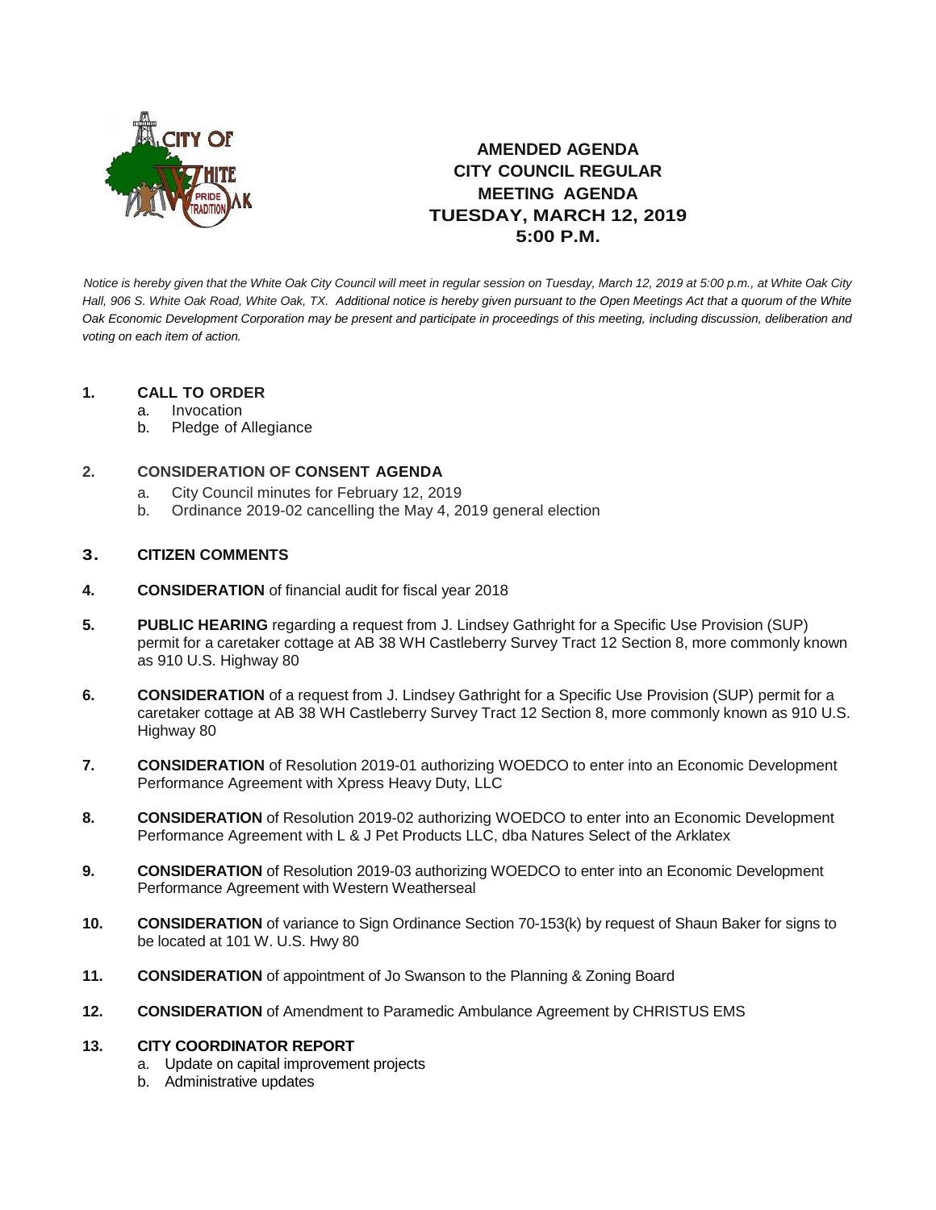# AMENDED AGENDA
# CITY COUNCIL REGULAR MEETING AGENDA
## TUESDAY, MARCH 12, 2019
## 5:00 P.M.

*Notice is hereby given that the White Oak City Council will meet in regular session on Tuesday, March 12, 2019 at 5:00 p.m., at White Oak City Hall, 906 S. White Oak Road, White Oak, TX. Additional notice is hereby given pursuant to the Open Meetings Act that a quorum of the White Oak Economic Development Corporation may be present and participate in proceedings of this meeting, including discussion, deliberation and voting on each item of action.*

**1. CALL TO ORDER**
   a. Invocation
   b. Pledge of Allegiance

**2. CONSIDERATION OF CONSENT AGENDA**
   a. City Council minutes for February 12, 2019
   b. Ordinance 2019-02 cancelling the May 4, 2019 general election

**3. CITIZEN COMMENTS**

**4. CONSIDERATION** of financial audit for fiscal year 2018

**5. PUBLIC HEARING** regarding a request from J. Lindsey Gathright for a Specific Use Provision (SUP) permit for a caretaker cottage at AB 38 WH Castleberry Survey Tract 12 Section 8, more commonly known as 910 U.S. Highway 80

**6. CONSIDERATION** of a request from J. Lindsey Gathright for a Specific Use Provision (SUP) permit for a caretaker cottage at AB 38 WH Castleberry Survey Tract 12 Section 8, more commonly known as 910 U.S. Highway 80

**7. CONSIDERATION** of Resolution 2019-01 authorizing WOEDCO to enter into an Economic Development Performance Agreement with Xpress Heavy Duty, LLC

**8. CONSIDERATION** of Resolution 2019-02 authorizing WOEDCO to enter into an Economic Development Performance Agreement with L & J Pet Products LLC, dba Natures Select of the Arklatex

**9. CONSIDERATION** of Resolution 2019-03 authorizing WOEDCO to enter into an Economic Development Performance Agreement with Western Weatherseal

**10. CONSIDERATION** of variance to Sign Ordinance Section 70-153(k) by request of Shaun Baker for signs to be located at 101 W. U.S. Hwy 80

**11. CONSIDERATION** of appointment of Jo Swanson to the Planning & Zoning Board

**12. CONSIDERATION** of Amendment to Paramedic Ambulance Agreement by CHRISTUS EMS

**13. CITY COORDINATOR REPORT**
   a. Update on capital improvement projects
   b. Administrative updates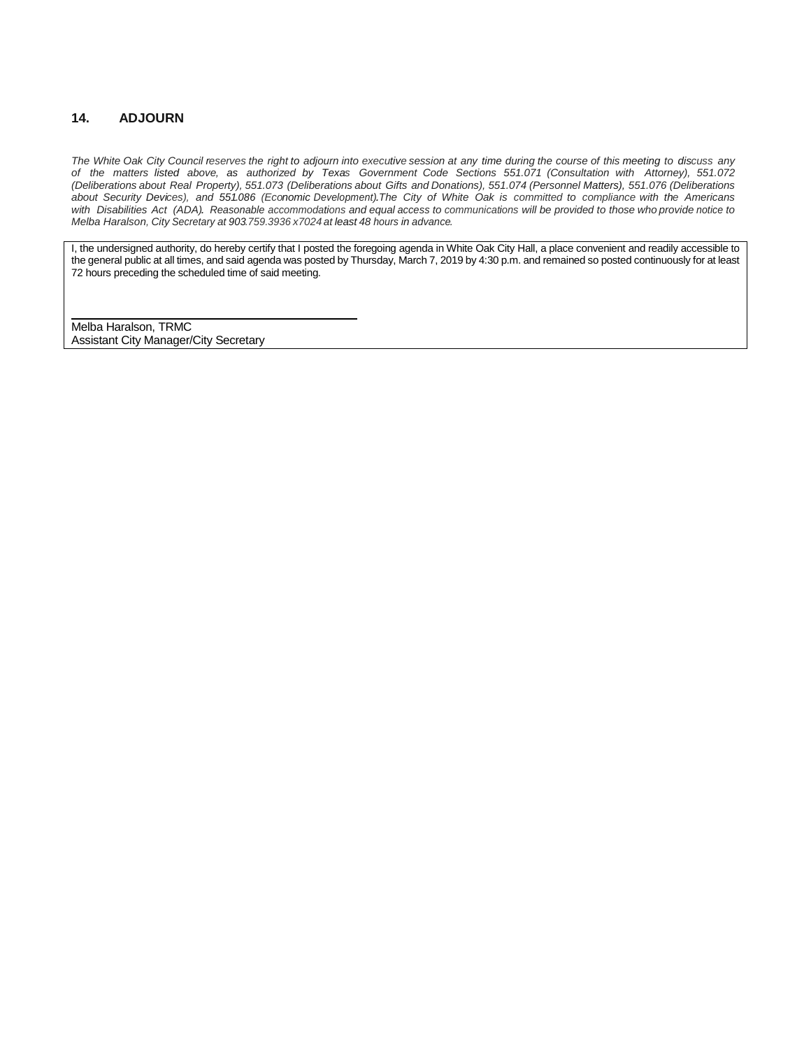## 14. ADJOURN

*The White Oak City Council reserves the right to adjourn into executive session at any time during the course of this meeting to discuss any of the matters listed above, as authorized by Texas Government Code Sections 551.071 (Consultation with Attorney), 551.072 (Deliberations about Real Property), 551.073 (Deliberations about Gifts and Donations), 551.074 (Personnel Matters), 551.076 (Deliberations about Security Devices), and 551.086 (Economic Development).The City of White Oak is committed to compliance with the Americans with Disabilities Act (ADA). Reasonable accommodations and equal access to communications will be provided to those who provide notice to Melba Haralson, City Secretary at 903.759.3936 x7024 at least 48 hours in advance.*

I, the undersigned authority, do hereby certify that I posted the foregoing agenda in White Oak City Hall, a place convenient and readily accessible to the general public at all times, and said agenda was posted by Thursday, March 7, 2019 by 4:30 p.m. and remained so posted continuously for at least 72 hours preceding the scheduled time of said meeting.

Melba Haralson, TRMC
Assistant City Manager/City Secretary